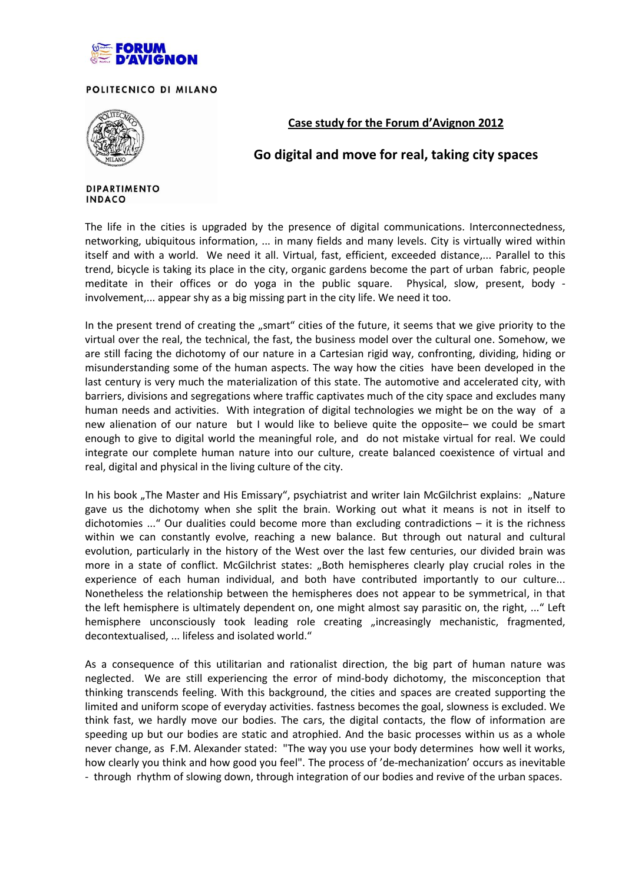FORUM D'AVIGNON

POLITECNICO DI MILANO

DIPARTIMENTO INDACO

## Case study for the Forum d'Avignon 2012

# Go digital and move for real, taking city spaces

The life in the cities is upgraded by the presence of digital communications. Interconnectedness, networking, ubiquitous information, ... in many fields and many levels. City is virtually wired within itself and with a world. We need it all. Virtual, fast, efficient, exceeded distance,... Parallel to this trend, bicycle is taking its place in the city, organic gardens become the part of urban fabric, people meditate in their offices or do yoga in the public square. Physical, slow, present, body - involvement,... appear shy as a big missing part in the city life. We need it too.

In the present trend of creating the „smart" cities of the future, it seems that we give priority to the virtual over the real, the technical, the fast, the business model over the cultural one. Somehow, we are still facing the dichotomy of our nature in a Cartesian rigid way, confronting, dividing, hiding or misunderstanding some of the human aspects. The way how the cities have been developed in the last century is very much the materialization of this state. The automotive and accelerated city, with barriers, divisions and segregations where traffic captivates much of the city space and excludes many human needs and activities. With integration of digital technologies we might be on the way of a new alienation of our nature but I would like to believe quite the opposite– we could be smart enough to give to digital world the meaningful role, and do not mistake virtual for real. We could integrate our complete human nature into our culture, create balanced coexistence of virtual and real, digital and physical in the living culture of the city.

In his book „The Master and His Emissary", psychiatrist and writer Iain McGilchrist explains: „Nature gave us the dichotomy when she split the brain. Working out what it means is not in itself to dichotomies ..." Our dualities could become more than excluding contradictions – it is the richness within we can constantly evolve, reaching a new balance. But through out natural and cultural evolution, particularly in the history of the West over the last few centuries, our divided brain was more in a state of conflict. McGilchrist states: „Both hemispheres clearly play crucial roles in the experience of each human individual, and both have contributed importantly to our culture... Nonetheless the relationship between the hemispheres does not appear to be symmetrical, in that the left hemisphere is ultimately dependent on, one might almost say parasitic on, the right, ..." Left hemisphere unconsciously took leading role creating „increasingly mechanistic, fragmented, decontextualised, ... lifeless and isolated world."

As a consequence of this utilitarian and rationalist direction, the big part of human nature was neglected. We are still experiencing the error of mind-body dichotomy, the misconception that thinking transcends feeling. With this background, the cities and spaces are created supporting the limited and uniform scope of everyday activities. fastness becomes the goal, slowness is excluded. We think fast, we hardly move our bodies. The cars, the digital contacts, the flow of information are speeding up but our bodies are static and atrophied. And the basic processes within us as a whole never change, as F.M. Alexander stated: "The way you use your body determines how well it works, how clearly you think and how good you feel". The process of 'de-mechanization' occurs as inevitable - through rhythm of slowing down, through integration of our bodies and revive of the urban spaces.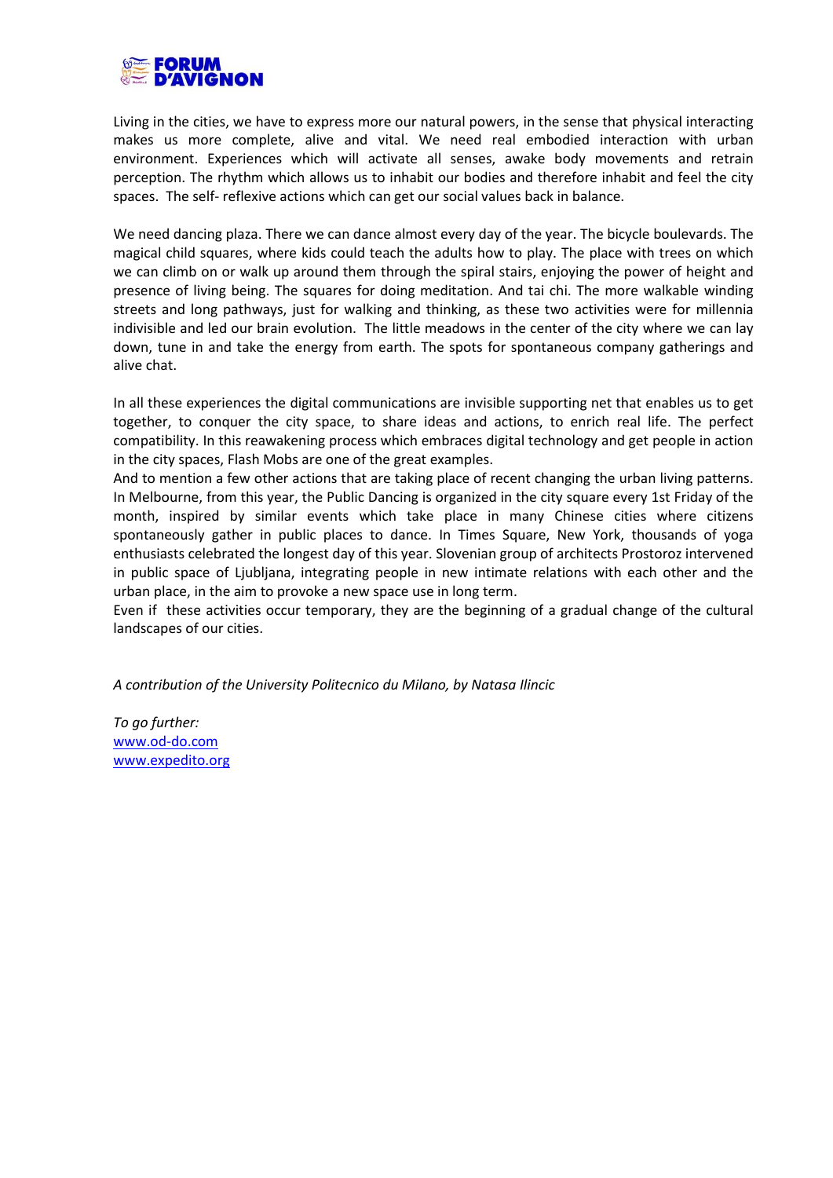Living in the cities, we have to express more our natural powers, in the sense that physical interacting makes us more complete, alive and vital. We need real embodied interaction with urban environment. Experiences which will activate all senses, awake body movements and retrain perception. The rhythm which allows us to inhabit our bodies and therefore inhabit and feel the city spaces. The self- reflexive actions which can get our social values back in balance.

We need dancing plaza. There we can dance almost every day of the year. The bicycle boulevards. The magical child squares, where kids could teach the adults how to play. The place with trees on which we can climb on or walk up around them through the spiral stairs, enjoying the power of height and presence of living being. The squares for doing meditation. And tai chi. The more walkable winding streets and long pathways, just for walking and thinking, as these two activities were for millennia indivisible and led our brain evolution. The little meadows in the center of the city where we can lay down, tune in and take the energy from earth. The spots for spontaneous company gatherings and alive chat.

In all these experiences the digital communications are invisible supporting net that enables us to get together, to conquer the city space, to share ideas and actions, to enrich real life. The perfect compatibility. In this reawakening process which embraces digital technology and get people in action in the city spaces, Flash Mobs are one of the great examples.
And to mention a few other actions that are taking place of recent changing the urban living patterns. In Melbourne, from this year, the Public Dancing is organized in the city square every 1st Friday of the month, inspired by similar events which take place in many Chinese cities where citizens spontaneously gather in public places to dance. In Times Square, New York, thousands of yoga enthusiasts celebrated the longest day of this year. Slovenian group of architects Prostoroz intervened in public space of Ljubljana, integrating people in new intimate relations with each other and the urban place, in the aim to provoke a new space use in long term.
Even if these activities occur temporary, they are the beginning of a gradual change of the cultural landscapes of our cities.

*A contribution of the University Politecnico du Milano, by Natasa Ilincic*

*To go further:*
[www.od-do.com](www.od-do.com)
[www.expedito.org](www.expedito.org)